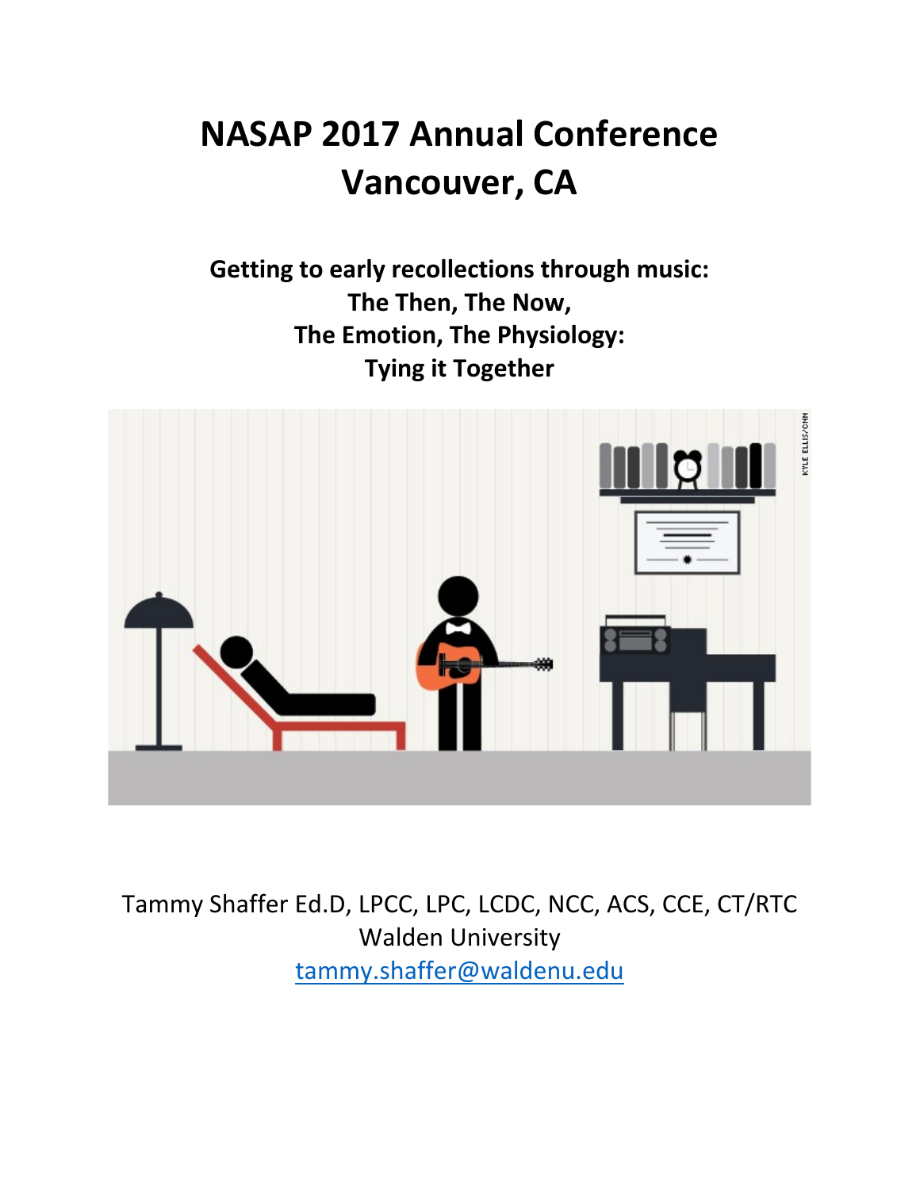# NASAP 2017 Annual Conference
# Vancouver, CA

**Getting to early recollections through music:**
**The Then, The Now,**
**The Emotion, The Physiology:**
**Tying it Together**

Tammy Shaffer Ed.D, LPCC, LPC, LCDC, NCC, ACS, CCE, CT/RTC
Walden University
tammy.shaffer@waldenu.edu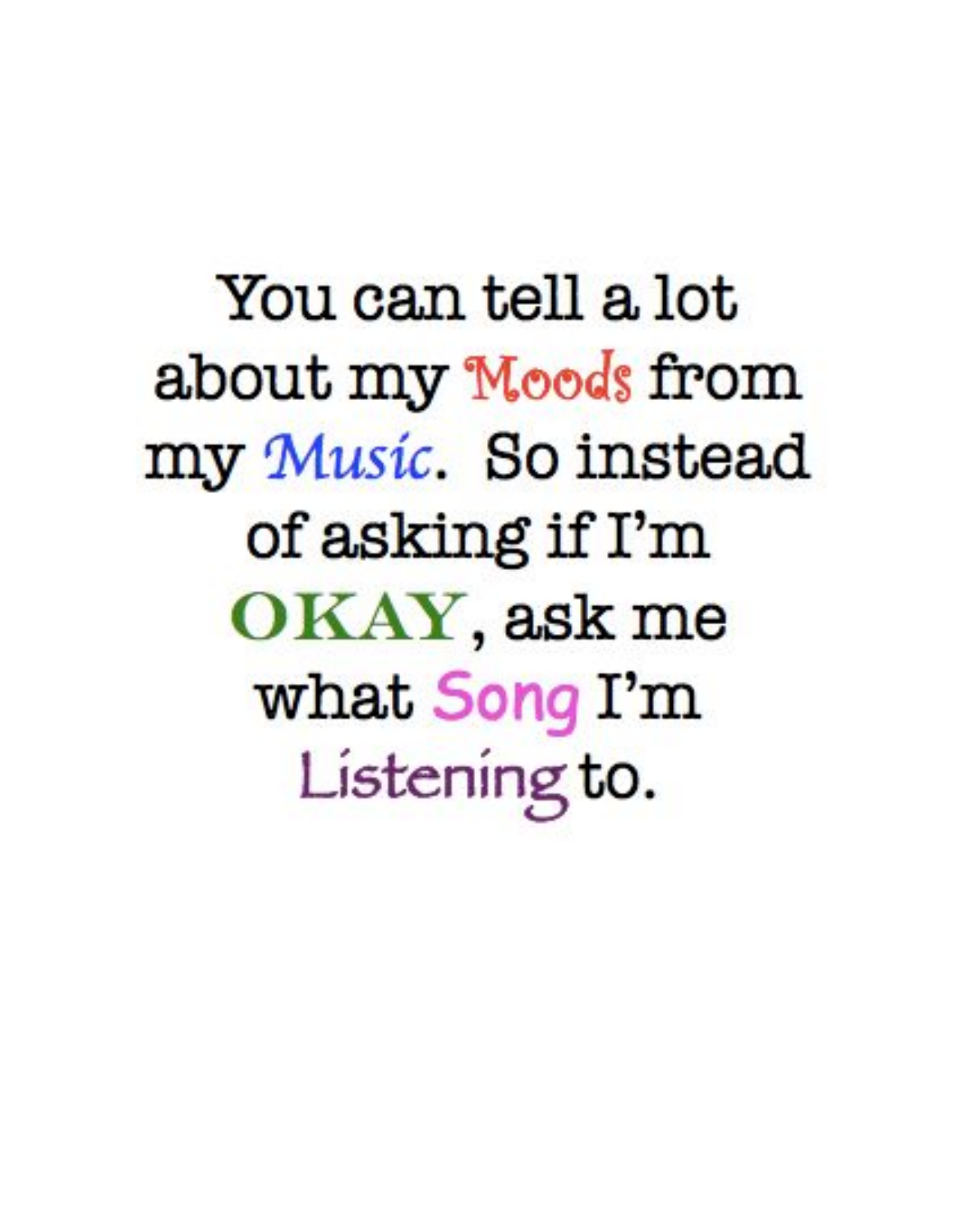You can tell a lot about my Moods from my Music. So instead of asking if I'm OKAY, ask me what Song I'm Listening to.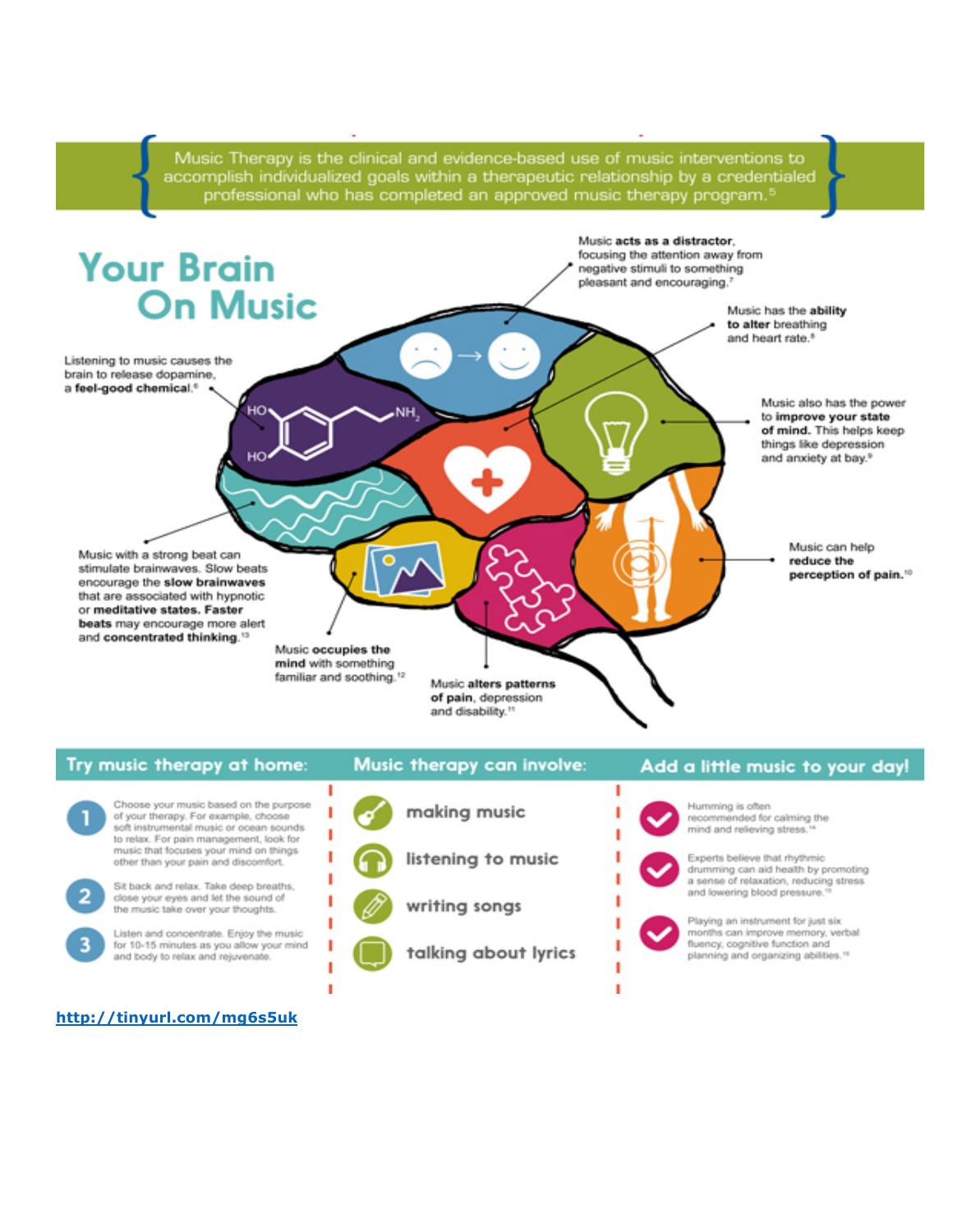Music Therapy is the clinical and evidence-based use of music interventions to accomplish individualized goals within a therapeutic relationship by a credentialed professional who has completed an approved music therapy program.[5]

# Your Brain On Music

Music **acts as a distractor**, focusing the attention away from negative stimuli to something pleasant and encouraging.[7]

Music has the **ability to alter** breathing and heart rate.[8]

Listening to music causes the brain to release dopamine, a **feel-good chemical**.[6]

Music also has the power to **improve your state of mind.** This helps keep things like depression and anxiety at bay.[9]

Music can help **reduce the perception of pain.**[10]

Music with a strong beat can stimulate brainwaves. Slow beats encourage the **slow brainwaves** that are associated with hypnotic or **meditative states. Faster beats** may encourage more alert and **concentrated thinking.**[13]

Music **occupies the mind** with something familiar and soothing.[12]

Music **alters patterns of pain**, depression and disability.[11]

## Try music therapy at home:

1. Choose your music based on the purpose of your therapy. For example, choose soft instrumental music or ocean sounds to relax. For pain management, look for music that focuses your mind on things other than your pain and discomfort.
2. Sit back and relax. Take deep breaths, close your eyes and let the sound of the music take over your thoughts.
3. Listen and concentrate. Enjoy the music for 10-15 minutes as you allow your mind and body to relax and rejuvenate.

## Music therapy can involve:

- making music
- listening to music
- writing songs
- talking about lyrics

## Add a little music to your day!

- Humming is often recommended for calming the mind and relieving stress.[14]
- Experts believe that rhythmic drumming can aid health by promoting a sense of relaxation, reducing stress and lowering blood pressure.[15]
- Playing an instrument for just six months can improve memory, verbal fluency, cognitive function and planning and organizing abilities.[16]

http://tinyurl.com/mg6s5uk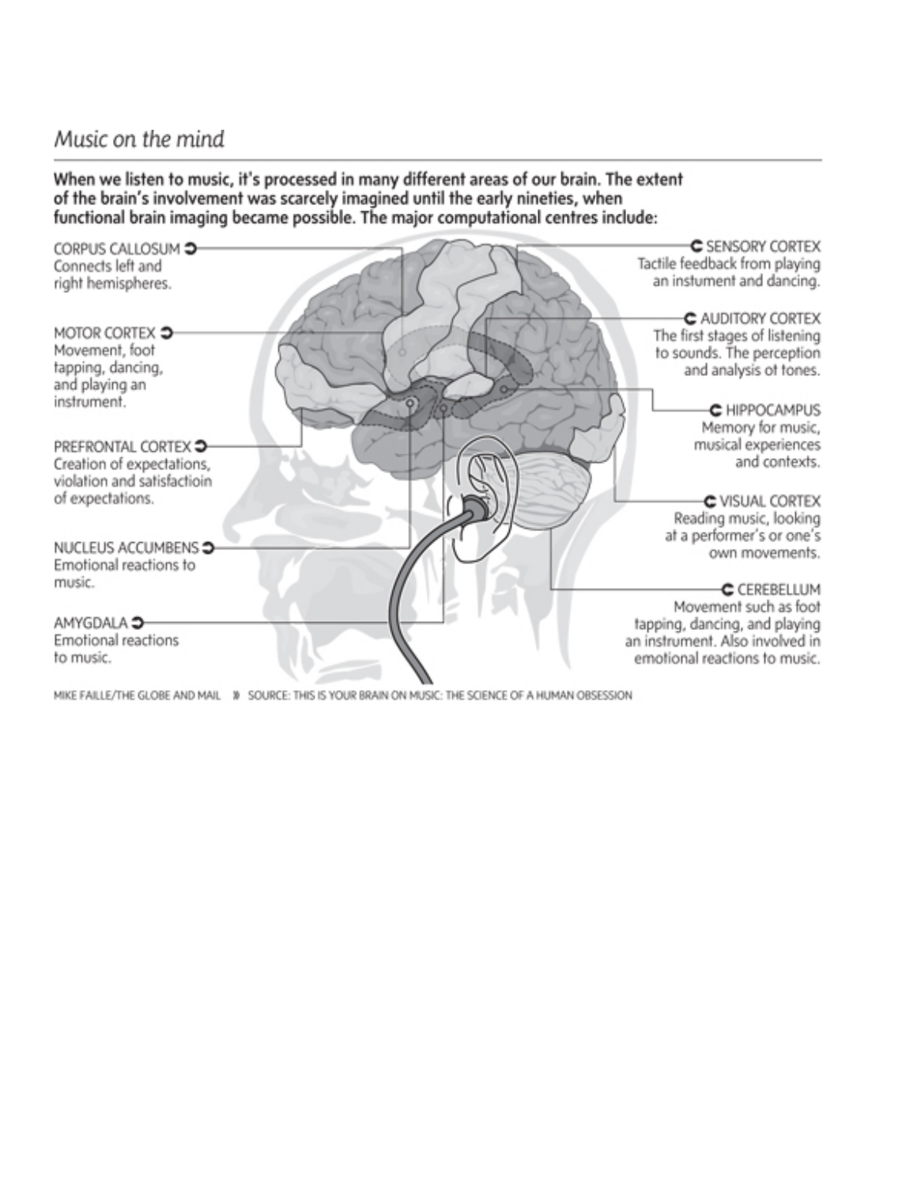*Music on the mind*

**When we listen to music, it's processed in many different areas of our brain. The extent of the brain's involvement was scarcely imagined until the early nineties, when functional brain imaging became possible. The major computational centres include:**

CORPUS CALLOSUM
Connects left and right hemispheres.

MOTOR CORTEX
Movement, foot tapping, dancing, and playing an instrument.

PREFRONTAL CORTEX
Creation of expectations, violation and satisfactioin of expectations.

NUCLEUS ACCUMBENS
Emotional reactions to music.

AMYGDALA
Emotional reactions to music.

SENSORY CORTEX
Tactile feedback from playing an instument and dancing.

AUDITORY CORTEX
The first stages of listening to sounds. The perception and analysis ot tones.

HIPPOCAMPUS
Memory for music, musical experiences and contexts.

VISUAL CORTEX
Reading music, looking at a performer's or one's own movements.

CEREBELLUM
Movement such as foot tapping, dancing, and playing an instrument. Also involved in emotional reactions to music.

MIKE FAILLE/THE GLOBE AND MAIL » SOURCE: THIS IS YOUR BRAIN ON MUSIC: THE SCIENCE OF A HUMAN OBSESSION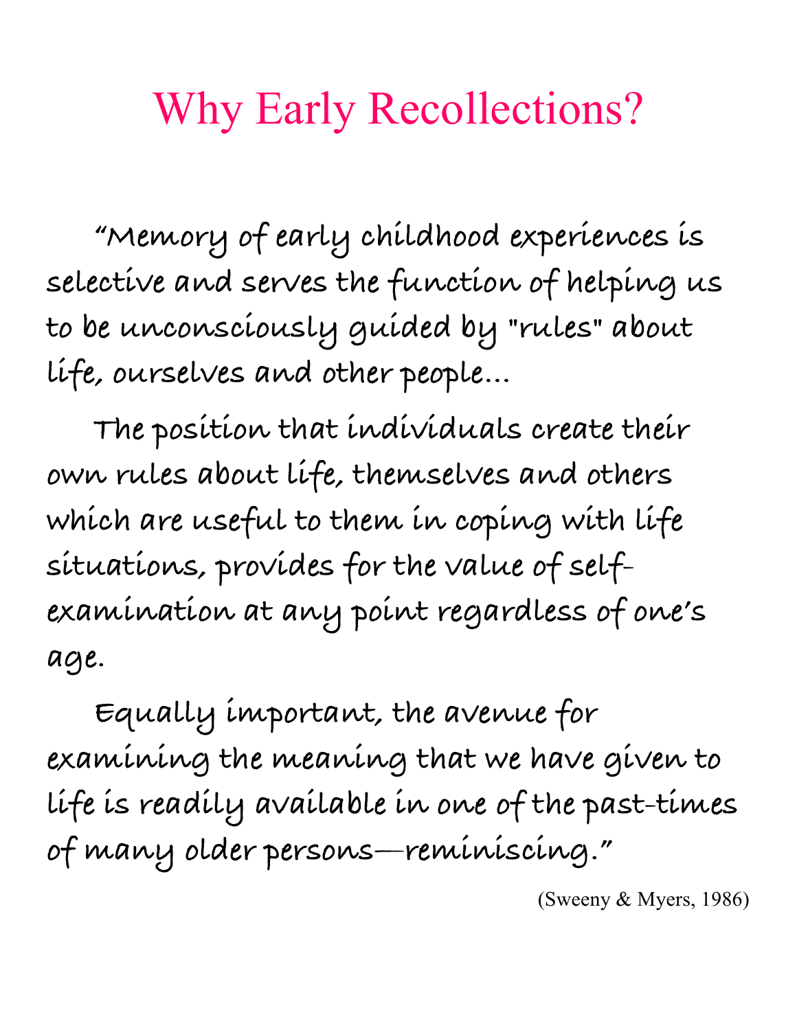# Why Early Recollections?

"Memory of early childhood experiences is selective and serves the function of helping us to be unconsciously guided by "rules" about life, ourselves and other people...

The position that individuals create their own rules about life, themselves and others which are useful to them in coping with life situations, provides for the value of self-examination at any point regardless of one's age.

Equally important, the avenue for examining the meaning that we have given to life is readily available in one of the past-times of many older persons—reminiscing."

(Sweeny & Myers, 1986)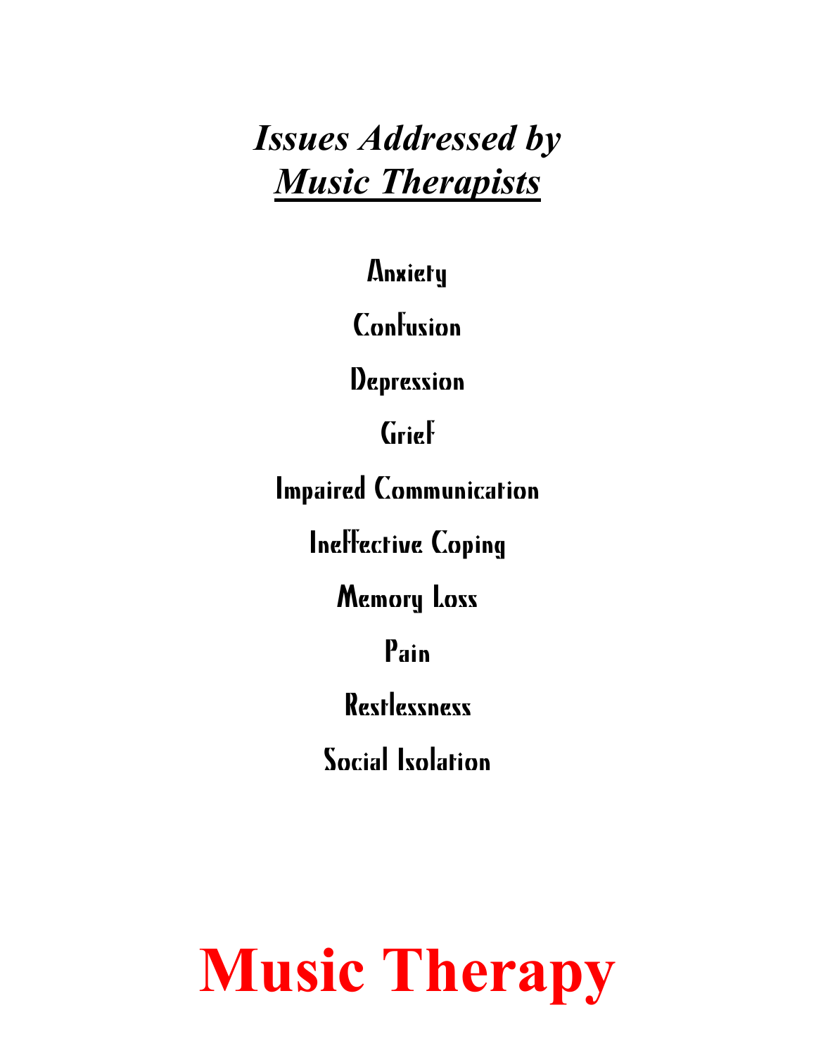## *Issues Addressed by* *Music Therapists*

Anxiety

Confusion

Depression

Grief

Impaired Communication

Ineffective Coping

Memory Loss

Pain

Restlessness

Social Isolation

# Music Therapy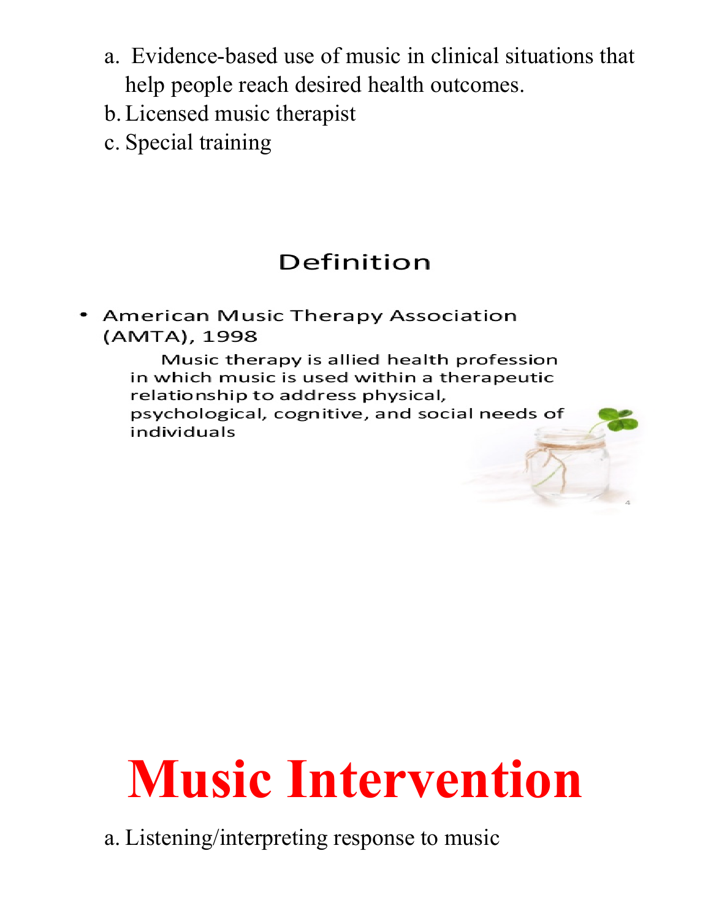a. Evidence-based use of music in clinical situations that help people reach desired health outcomes.
b. Licensed music therapist
c. Special training

## Definition

- American Music Therapy Association (AMTA), 1998

  Music therapy is allied health profession in which music is used within a therapeutic relationship to address physical, psychological, cognitive, and social needs of individuals

# Music Intervention

a. Listening/interpreting response to music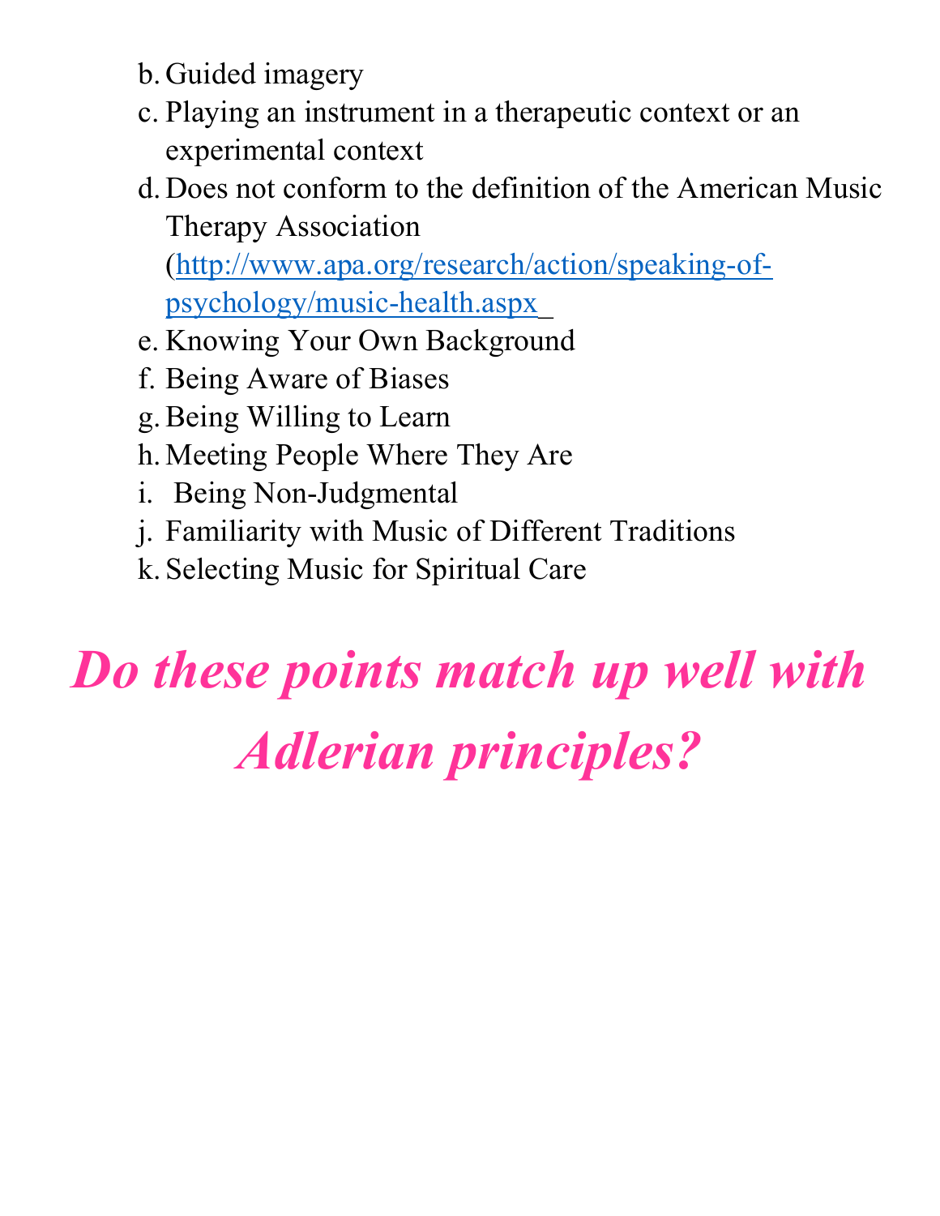b. Guided imagery
c. Playing an instrument in a therapeutic context or an experimental context
d. Does not conform to the definition of the American Music Therapy Association ([http://www.apa.org/research/action/speaking-of-psychology/music-health.aspx](http://www.apa.org/research/action/speaking-of-psychology/music-health.aspx)_
e. Knowing Your Own Background
f. Being Aware of Biases
g. Being Willing to Learn
h. Meeting People Where They Are
i. Being Non-Judgmental
j. Familiarity with Music of Different Traditions
k. Selecting Music for Spiritual Care

***Do these points match up well with Adlerian principles?***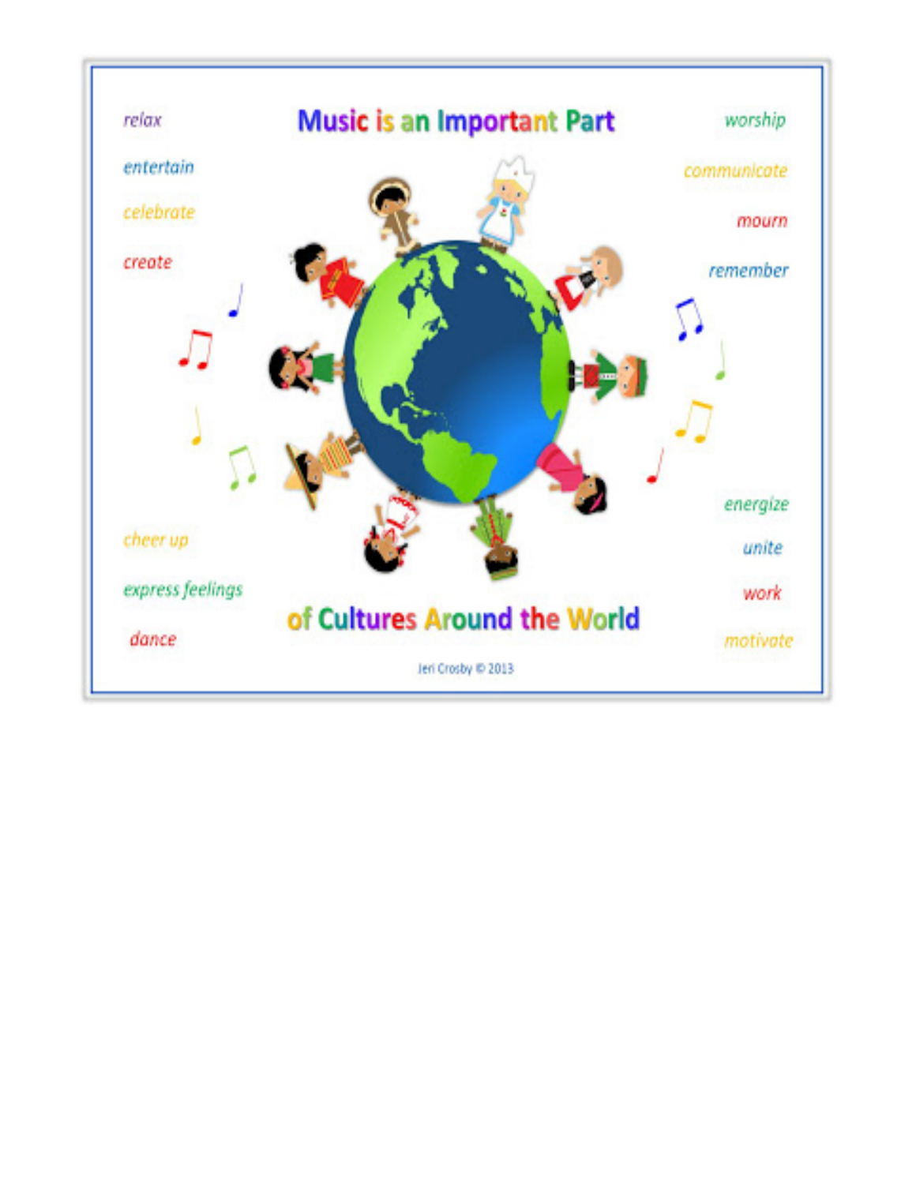# Music is an Important Part of Cultures Around the World

relax

entertain

celebrate

create

cheer up

express feelings

dance

worship

communicate

mourn

remember

energize

unite

work

motivate

Jeri Crosby © 2013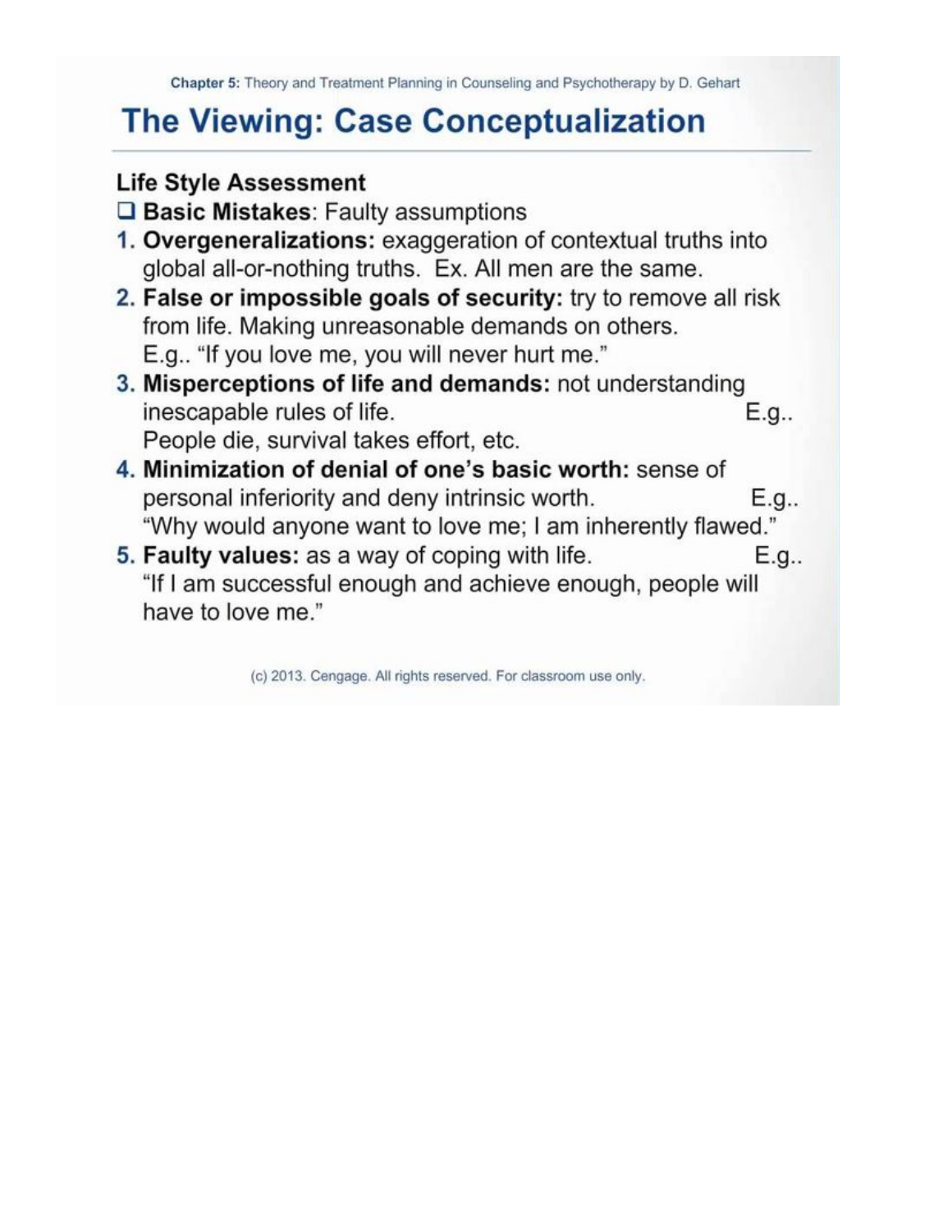# The Viewing: Case Conceptualization

### Life Style Assessment

- **Basic Mistakes**: Faulty assumptions

1. **Overgeneralizations:** exaggeration of contextual truths into global all-or-nothing truths. Ex. All men are the same.
2. **False or impossible goals of security:** try to remove all risk from life. Making unreasonable demands on others. E.g.. "If you love me, you will never hurt me."
3. **Misperceptions of life and demands:** not understanding inescapable rules of life. E.g.. People die, survival takes effort, etc.
4. **Minimization of denial of one's basic worth:** sense of personal inferiority and deny intrinsic worth. E.g.. "Why would anyone want to love me; I am inherently flawed."
5. **Faulty values:** as a way of coping with life. E.g.. "If I am successful enough and achieve enough, people will have to love me."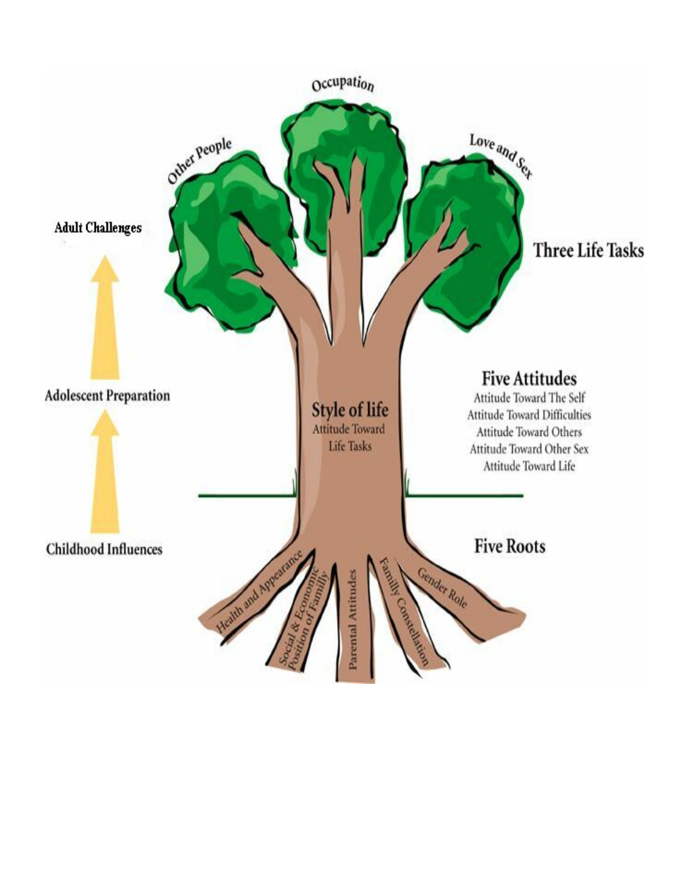Occupation

Other People

Love and Sex

**Adult Challenges**

**Three Life Tasks**

**Adolescent Preparation**

**Style of life**

Attitude Toward Life Tasks

**Five Attitudes**

Attitude Toward The Self

Attitude Toward Difficulties

Attitude Toward Others

Attitude Toward Other Sex

Attitude Toward Life

**Childhood Influences**

**Five Roots**

Health and Appearance

Social & Economic Position of Familly

Parental Attitudes

Familly Constellation

Gender Role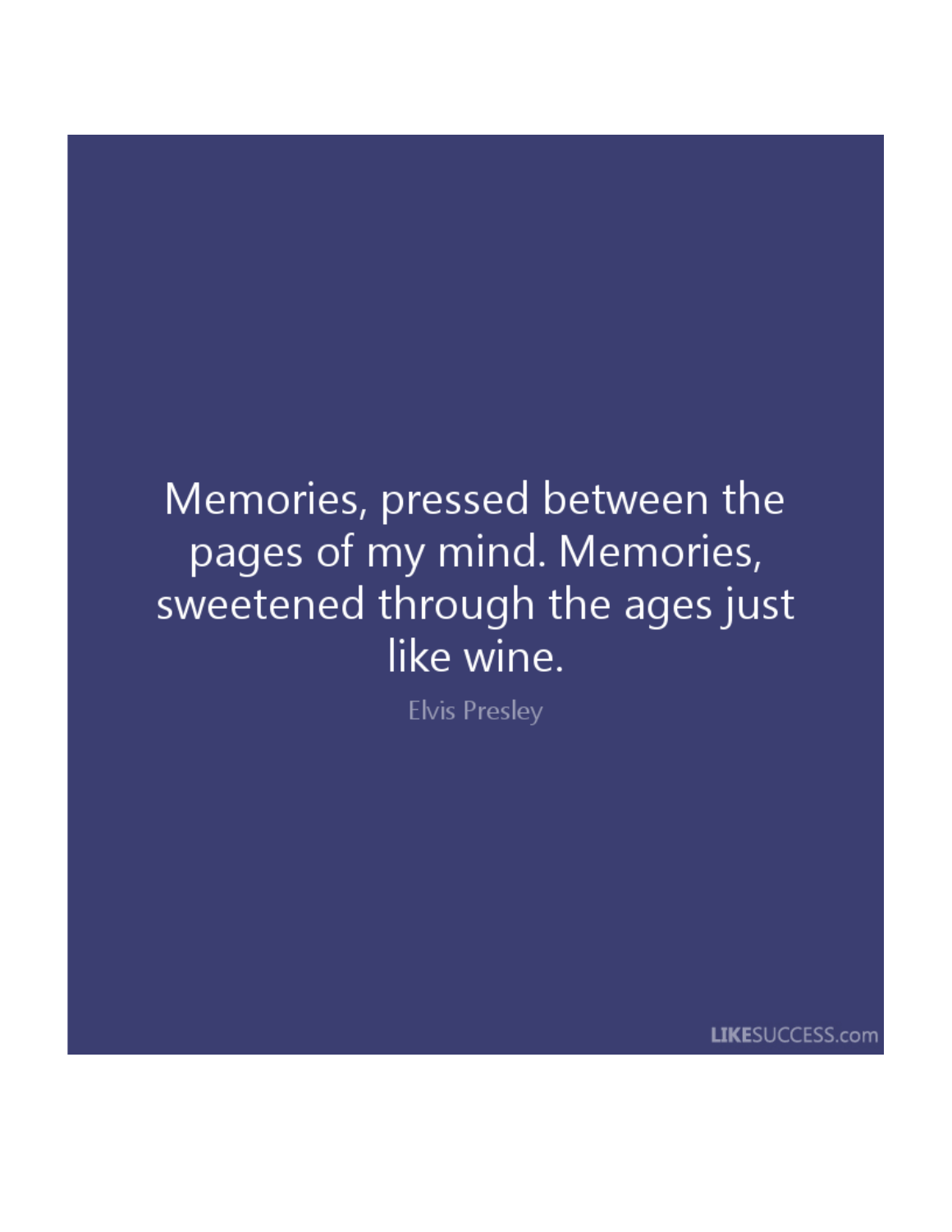Memories, pressed between the pages of my mind. Memories, sweetened through the ages just like wine.

Elvis Presley

LIKESUCCESS.com